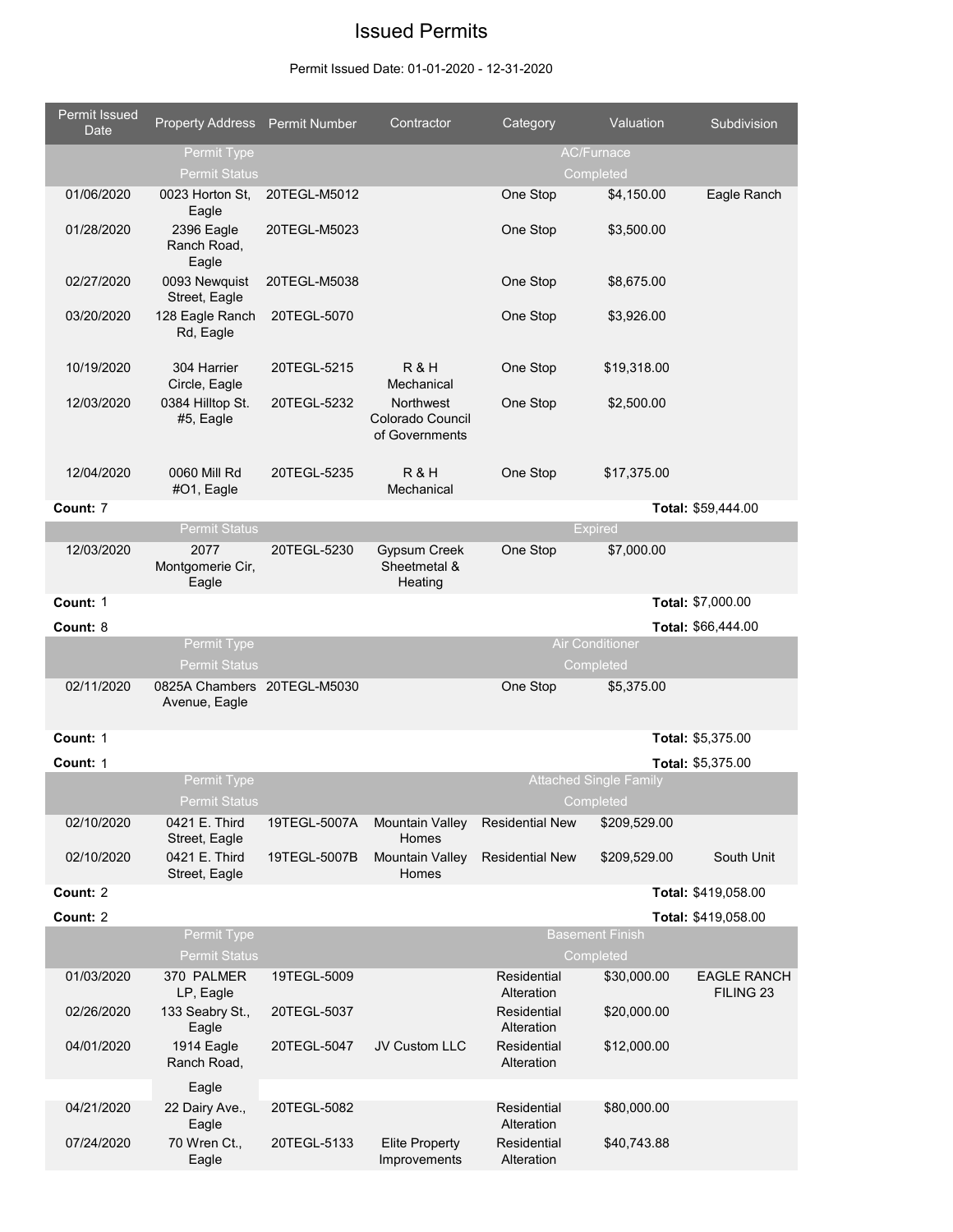# Issued Permits

Permit Issued Date: 01-01-2020 - 12-31-2020

| Permit Issued Date | Property Address | Permit Number | Contractor | Category | Valuation | Subdivision |
|---|---|---|---|---|---|---|
| | Permit Type | | | | AC/Furnace | |
| | Permit Status | | | | Completed | |
| 01/06/2020 | 0023 Horton St, Eagle | 20TEGL-M5012 | | One Stop | $4,150.00 | Eagle Ranch |
| 01/28/2020 | 2396 Eagle Ranch Road, Eagle | 20TEGL-M5023 | | One Stop | $3,500.00 | |
| 02/27/2020 | 0093 Newquist Street, Eagle | 20TEGL-M5038 | | One Stop | $8,675.00 | |
| 03/20/2020 | 128 Eagle Ranch Rd, Eagle | 20TEGL-5070 | | One Stop | $3,926.00 | |
| 10/19/2020 | 304 Harrier Circle, Eagle | 20TEGL-5215 | R & H Mechanical | One Stop | $19,318.00 | |
| 12/03/2020 | 0384 Hilltop St. #5, Eagle | 20TEGL-5232 | Northwest Colorado Council of Governments | One Stop | $2,500.00 | |
| 12/04/2020 | 0060 Mill Rd #O1, Eagle | 20TEGL-5235 | R & H Mechanical | One Stop | $17,375.00 | |
| **Count:** 7 | | | | | | **Total:** $59,444.00 |
| | Permit Status | | | | Expired | |
| 12/03/2020 | 2077 Montgomerie Cir, Eagle | 20TEGL-5230 | Gypsum Creek Sheetmetal & Heating | One Stop | $7,000.00 | |
| **Count:** 1 | | | | | | **Total:** $7,000.00 |
| **Count:** 8 | | | | | | **Total:** $66,444.00 |
| | Permit Type | | | | Air Conditioner | |
| | Permit Status | | | | Completed | |
| 02/11/2020 | 0825A Chambers Avenue, Eagle | 20TEGL-M5030 | | One Stop | $5,375.00 | |
| **Count:** 1 | | | | | | **Total:** $5,375.00 |
| **Count:** 1 | | | | | | **Total:** $5,375.00 |
| | Permit Type | | | | Attached Single Family | |
| | Permit Status | | | | Completed | |
| 02/10/2020 | 0421 E. Third Street, Eagle | 19TEGL-5007A | Mountain Valley Homes | Residential New | $209,529.00 | |
| 02/10/2020 | 0421 E. Third Street, Eagle | 19TEGL-5007B | Mountain Valley Homes | Residential New | $209,529.00 | South Unit |
| **Count:** 2 | | | | | | **Total:** $419,058.00 |
| **Count:** 2 | | | | | | **Total:** $419,058.00 |
| | Permit Type | | | | Basement Finish | |
| | Permit Status | | | | Completed | |
| 01/03/2020 | 370 PALMER LP, Eagle | 19TEGL-5009 | | Residential Alteration | $30,000.00 | EAGLE RANCH FILING 23 |
| 02/26/2020 | 133 Seabry St., Eagle | 20TEGL-5037 | | Residential Alteration | $20,000.00 | |
| 04/01/2020 | 1914 Eagle Ranch Road, Eagle | 20TEGL-5047 | JV Custom LLC | Residential Alteration | $12,000.00 | |
| 04/21/2020 | 22 Dairy Ave., Eagle | 20TEGL-5082 | | Residential Alteration | $80,000.00 | |
| 07/24/2020 | 70 Wren Ct., Eagle | 20TEGL-5133 | Elite Property Improvements | Residential Alteration | $40,743.88 | |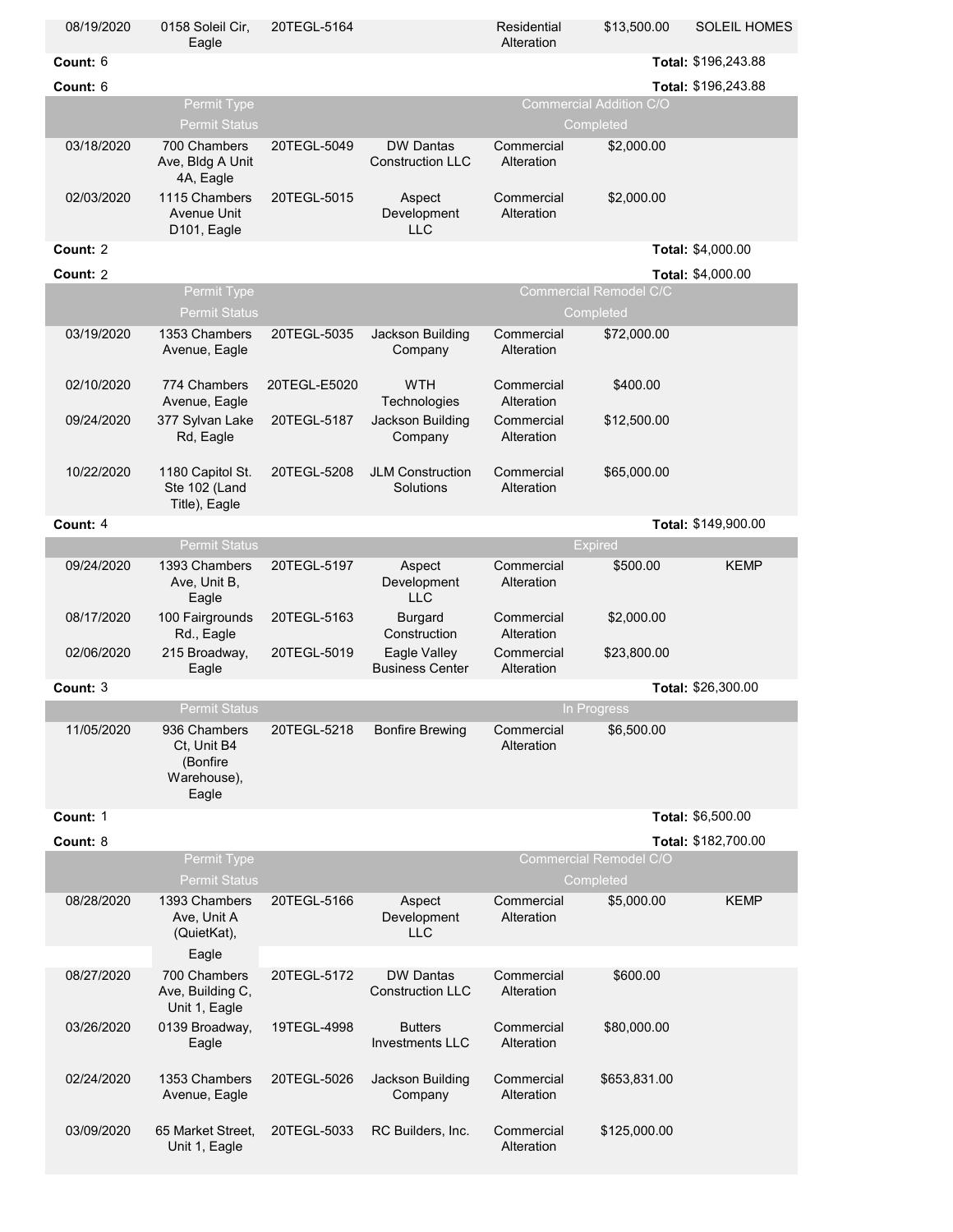| | | | | | | |
|---|---|---|---|---|---|---|
| 08/19/2020 | 0158 Soleil Cir, Eagle | 20TEGL-5164 | | Residential Alteration | $13,500.00 | SOLEIL HOMES |
| **Count:** 6 | | | | | | **Total:** $196,243.88 |
| **Count:** 6 | | | | | | **Total:** $196,243.88 |

| Permit Type | | | | Commercial Addition C/O | | |
|---|---|---|---|---|---|---|
| Permit Status | | | | Completed | | |
| 03/18/2020 | 700 Chambers Ave, Bldg A Unit 4A, Eagle | 20TEGL-5049 | DW Dantas Construction LLC | Commercial Alteration | $2,000.00 | |
| 02/03/2020 | 1115 Chambers Avenue Unit D101, Eagle | 20TEGL-5015 | Aspect Development LLC | Commercial Alteration | $2,000.00 | |
| **Count:** 2 | | | | | | **Total:** $4,000.00 |
| **Count:** 2 | | | | | | **Total:** $4,000.00 |

| Permit Type | | | | Commercial Remodel C/C | | |
|---|---|---|---|---|---|---|
| Permit Status | | | | Completed | | |
| 03/19/2020 | 1353 Chambers Avenue, Eagle | 20TEGL-5035 | Jackson Building Company | Commercial Alteration | $72,000.00 | |
| 02/10/2020 | 774 Chambers Avenue, Eagle | 20TEGL-E5020 | WTH Technologies | Commercial Alteration | $400.00 | |
| 09/24/2020 | 377 Sylvan Lake Rd, Eagle | 20TEGL-5187 | Jackson Building Company | Commercial Alteration | $12,500.00 | |
| 10/22/2020 | 1180 Capitol St. Ste 102 (Land Title), Eagle | 20TEGL-5208 | JLM Construction Solutions | Commercial Alteration | $65,000.00 | |
| **Count:** 4 | | | | | | **Total:** $149,900.00 |
| Permit Status | | | | Expired | | |
| 09/24/2020 | 1393 Chambers Ave, Unit B, Eagle | 20TEGL-5197 | Aspect Development LLC | Commercial Alteration | $500.00 | KEMP |
| 08/17/2020 | 100 Fairgrounds Rd., Eagle | 20TEGL-5163 | Burgard Construction | Commercial Alteration | $2,000.00 | |
| 02/06/2020 | 215 Broadway, Eagle | 20TEGL-5019 | Eagle Valley Business Center | Commercial Alteration | $23,800.00 | |
| **Count:** 3 | | | | | | **Total:** $26,300.00 |
| Permit Status | | | | In Progress | | |
| 11/05/2020 | 936 Chambers Ct, Unit B4 (Bonfire Warehouse), Eagle | 20TEGL-5218 | Bonfire Brewing | Commercial Alteration | $6,500.00 | |
| **Count:** 1 | | | | | | **Total:** $6,500.00 |
| **Count:** 8 | | | | | | **Total:** $182,700.00 |

| Permit Type | | | | Commercial Remodel C/O | | |
|---|---|---|---|---|---|---|
| Permit Status | | | | Completed | | |
| 08/28/2020 | 1393 Chambers Ave, Unit A (QuietKat), Eagle | 20TEGL-5166 | Aspect Development LLC | Commercial Alteration | $5,000.00 | KEMP |
| 08/27/2020 | 700 Chambers Ave, Building C, Unit 1, Eagle | 20TEGL-5172 | DW Dantas Construction LLC | Commercial Alteration | $600.00 | |
| 03/26/2020 | 0139 Broadway, Eagle | 19TEGL-4998 | Butters Investments LLC | Commercial Alteration | $80,000.00 | |
| 02/24/2020 | 1353 Chambers Avenue, Eagle | 20TEGL-5026 | Jackson Building Company | Commercial Alteration | $653,831.00 | |
| 03/09/2020 | 65 Market Street, Unit 1, Eagle | 20TEGL-5033 | RC Builders, Inc. | Commercial Alteration | $125,000.00 | |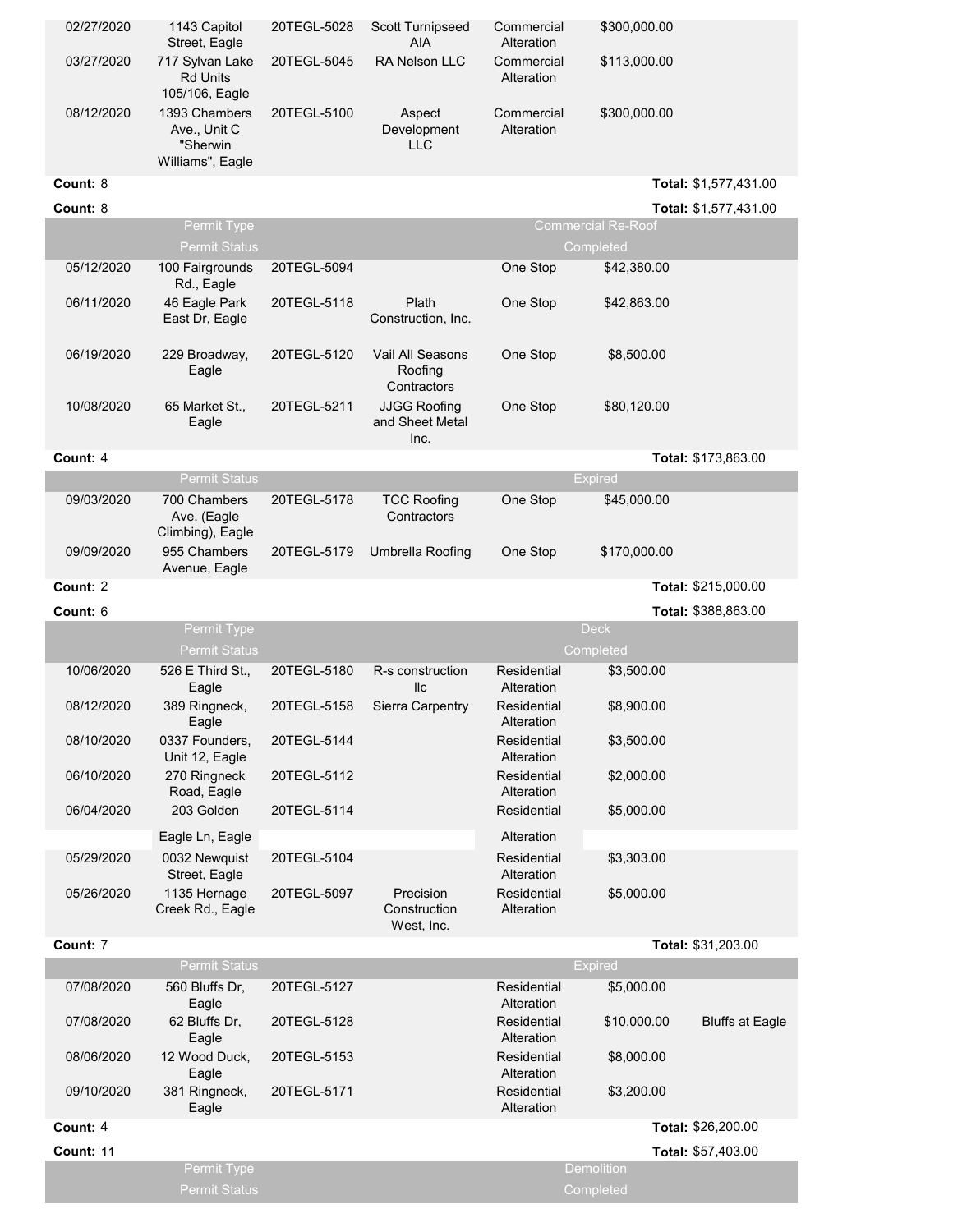| | | | | | | |
|---|---|---|---|---|---|---|
| 02/27/2020 | 1143 Capitol Street, Eagle | 20TEGL-5028 | Scott Turnipseed AIA | Commercial Alteration | $300,000.00 | |
| 03/27/2020 | 717 Sylvan Lake Rd Units 105/106, Eagle | 20TEGL-5045 | RA Nelson LLC | Commercial Alteration | $113,000.00 | |
| 08/12/2020 | 1393 Chambers Ave., Unit C "Sherwin Williams", Eagle | 20TEGL-5100 | Aspect Development LLC | Commercial Alteration | $300,000.00 | |
| **Count:** 8 | | | | | | **Total:** $1,577,431.00 |
| **Count:** 8 | | | | | | **Total:** $1,577,431.00 |
| | Permit Type | | | | Commercial Re-Roof | |
| | Permit Status | | | | Completed | |
| 05/12/2020 | 100 Fairgrounds Rd., Eagle | 20TEGL-5094 | | One Stop | $42,380.00 | |
| 06/11/2020 | 46 Eagle Park East Dr, Eagle | 20TEGL-5118 | Plath Construction, Inc. | One Stop | $42,863.00 | |
| 06/19/2020 | 229 Broadway, Eagle | 20TEGL-5120 | Vail All Seasons Roofing Contractors | One Stop | $8,500.00 | |
| 10/08/2020 | 65 Market St., Eagle | 20TEGL-5211 | JJGG Roofing and Sheet Metal Inc. | One Stop | $80,120.00 | |
| **Count:** 4 | | | | | | **Total:** $173,863.00 |
| | Permit Status | | | | Expired | |
| 09/03/2020 | 700 Chambers Ave. (Eagle Climbing), Eagle | 20TEGL-5178 | TCC Roofing Contractors | One Stop | $45,000.00 | |
| 09/09/2020 | 955 Chambers Avenue, Eagle | 20TEGL-5179 | Umbrella Roofing | One Stop | $170,000.00 | |
| **Count:** 2 | | | | | | **Total:** $215,000.00 |
| **Count:** 6 | | | | | | **Total:** $388,863.00 |
| | Permit Type | | | | Deck | |
| | Permit Status | | | | Completed | |
| 10/06/2020 | 526 E Third St., Eagle | 20TEGL-5180 | R-s construction llc | Residential Alteration | $3,500.00 | |
| 08/12/2020 | 389 Ringneck, Eagle | 20TEGL-5158 | Sierra Carpentry | Residential Alteration | $8,900.00 | |
| 08/10/2020 | 0337 Founders, Unit 12, Eagle | 20TEGL-5144 | | Residential Alteration | $3,500.00 | |
| 06/10/2020 | 270 Ringneck Road, Eagle | 20TEGL-5112 | | Residential Alteration | $2,000.00 | |
| 06/04/2020 | 203 Golden Eagle Ln, Eagle | 20TEGL-5114 | | Residential Alteration | $5,000.00 | |
| 05/29/2020 | 0032 Newquist Street, Eagle | 20TEGL-5104 | | Residential Alteration | $3,303.00 | |
| 05/26/2020 | 1135 Hernage Creek Rd., Eagle | 20TEGL-5097 | Precision Construction West, Inc. | Residential Alteration | $5,000.00 | |
| **Count:** 7 | | | | | | **Total:** $31,203.00 |
| | Permit Status | | | | Expired | |
| 07/08/2020 | 560 Bluffs Dr, Eagle | 20TEGL-5127 | | Residential Alteration | $5,000.00 | |
| 07/08/2020 | 62 Bluffs Dr, Eagle | 20TEGL-5128 | | Residential Alteration | $10,000.00 | Bluffs at Eagle |
| 08/06/2020 | 12 Wood Duck, Eagle | 20TEGL-5153 | | Residential Alteration | $8,000.00 | |
| 09/10/2020 | 381 Ringneck, Eagle | 20TEGL-5171 | | Residential Alteration | $3,200.00 | |
| **Count:** 4 | | | | | | **Total:** $26,200.00 |
| **Count:** 11 | | | | | | **Total:** $57,403.00 |
| | Permit Type | | | | Demolition | |
| | Permit Status | | | | Completed | |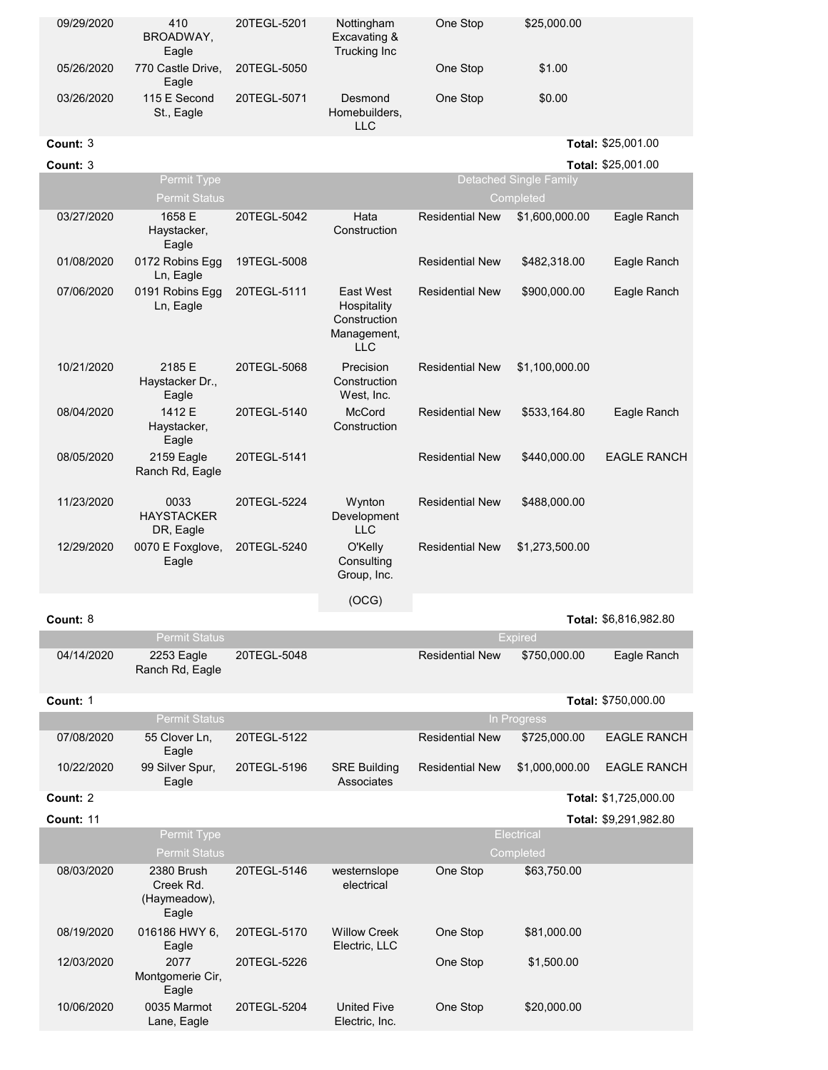| | | | | | | |
|---|---|---|---|---|---|---|
| 09/29/2020 | 410 BROADWAY, Eagle | 20TEGL-5201 | Nottingham Excavating & Trucking Inc | One Stop | $25,000.00 | |
| 05/26/2020 | 770 Castle Drive, Eagle | 20TEGL-5050 | | One Stop | $1.00 | |
| 03/26/2020 | 115 E Second St., Eagle | 20TEGL-5071 | Desmond Homebuilders, LLC | One Stop | $0.00 | |
| **Count:** 3 | | | | | **Total:** $25,001.00 | |
| **Count:** 3 | | | | | **Total:** $25,001.00 | |
| | Permit Type | | | | Detached Single Family | |
| | Permit Status | | | | Completed | |
| 03/27/2020 | 1658 E Haystacker, Eagle | 20TEGL-5042 | Hata Construction | Residential New | $1,600,000.00 | Eagle Ranch |
| 01/08/2020 | 0172 Robins Egg Ln, Eagle | 19TEGL-5008 | | Residential New | $482,318.00 | Eagle Ranch |
| 07/06/2020 | 0191 Robins Egg Ln, Eagle | 20TEGL-5111 | East West Hospitality Construction Management, LLC | Residential New | $900,000.00 | Eagle Ranch |
| 10/21/2020 | 2185 E Haystacker Dr., Eagle | 20TEGL-5068 | Precision Construction West, Inc. | Residential New | $1,100,000.00 | |
| 08/04/2020 | 1412 E Haystacker, Eagle | 20TEGL-5140 | McCord Construction | Residential New | $533,164.80 | Eagle Ranch |
| 08/05/2020 | 2159 Eagle Ranch Rd, Eagle | 20TEGL-5141 | | Residential New | $440,000.00 | EAGLE RANCH |
| 11/23/2020 | 0033 HAYSTACKER DR, Eagle | 20TEGL-5224 | Wynton Development LLC | Residential New | $488,000.00 | |
| 12/29/2020 | 0070 E Foxglove, Eagle | 20TEGL-5240 | O'Kelly Consulting Group, Inc. (OCG) | Residential New | $1,273,500.00 | |
| **Count:** 8 | | | | | **Total:** $6,816,982.80 | |
| | Permit Status | | | | Expired | |
| 04/14/2020 | 2253 Eagle Ranch Rd, Eagle | 20TEGL-5048 | | Residential New | $750,000.00 | Eagle Ranch |
| **Count:** 1 | | | | | **Total:** $750,000.00 | |
| | Permit Status | | | | In Progress | |
| 07/08/2020 | 55 Clover Ln, Eagle | 20TEGL-5122 | | Residential New | $725,000.00 | EAGLE RANCH |
| 10/22/2020 | 99 Silver Spur, Eagle | 20TEGL-5196 | SRE Building Associates | Residential New | $1,000,000.00 | EAGLE RANCH |
| **Count:** 2 | | | | | **Total:** $1,725,000.00 | |
| **Count:** 11 | | | | | **Total:** $9,291,982.80 | |
| | Permit Type | | | | Electrical | |
| | Permit Status | | | | Completed | |
| 08/03/2020 | 2380 Brush Creek Rd. (Haymeadow), Eagle | 20TEGL-5146 | westernslope electrical | One Stop | $63,750.00 | |
| 08/19/2020 | 016186 HWY 6, Eagle | 20TEGL-5170 | Willow Creek Electric, LLC | One Stop | $81,000.00 | |
| 12/03/2020 | 2077 Montgomerie Cir, Eagle | 20TEGL-5226 | | One Stop | $1,500.00 | |
| 10/06/2020 | 0035 Marmot Lane, Eagle | 20TEGL-5204 | United Five Electric, Inc. | One Stop | $20,000.00 | |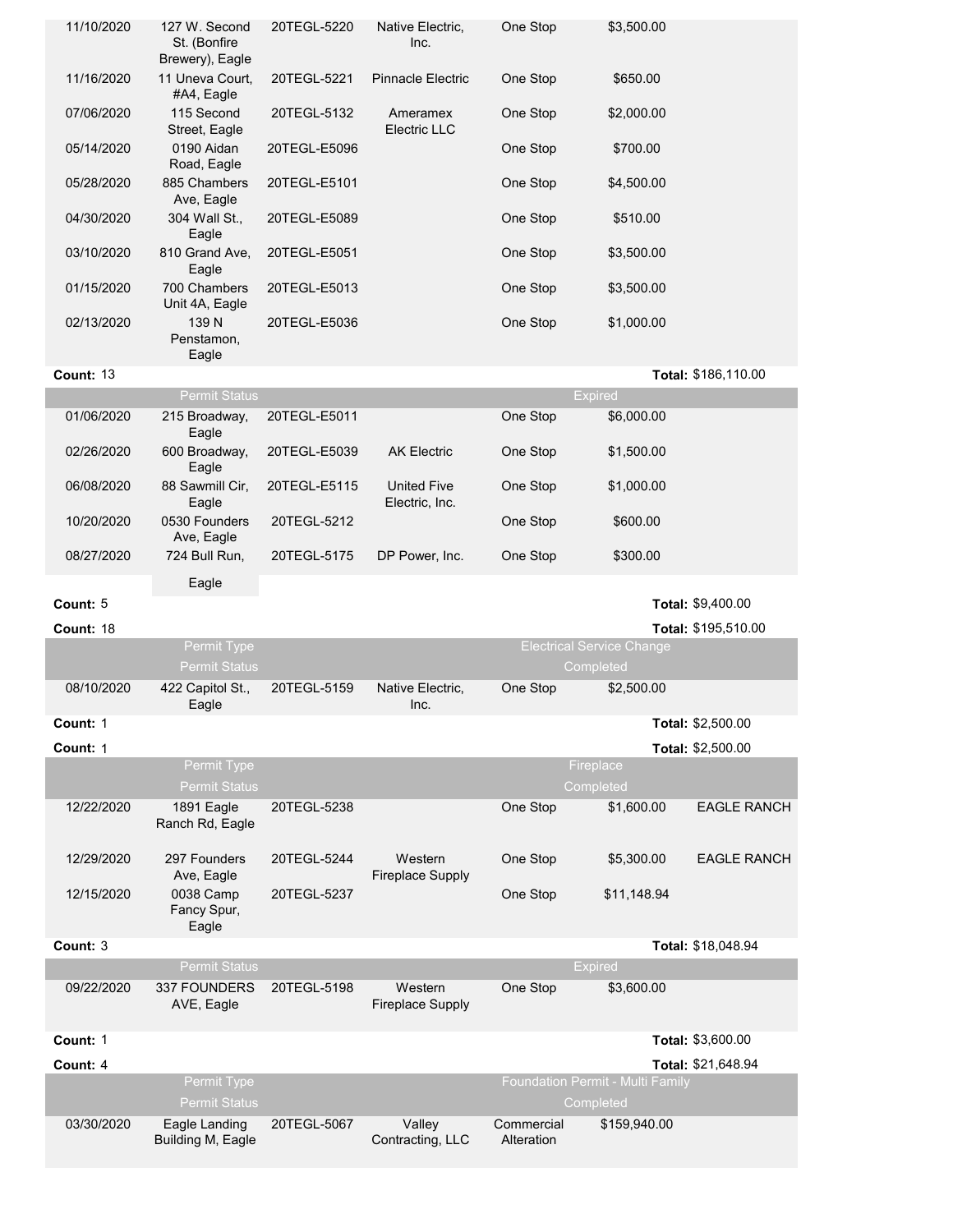| | | | | | | |
|---|---|---|---|---|---|---|
| 11/10/2020 | 127 W. Second St. (Bonfire Brewery), Eagle | 20TEGL-5220 | Native Electric, Inc. | One Stop | $3,500.00 | |
| 11/16/2020 | 11 Uneva Court, #A4, Eagle | 20TEGL-5221 | Pinnacle Electric | One Stop | $650.00 | |
| 07/06/2020 | 115 Second Street, Eagle | 20TEGL-5132 | Ameramex Electric LLC | One Stop | $2,000.00 | |
| 05/14/2020 | 0190 Aidan Road, Eagle | 20TEGL-E5096 | | One Stop | $700.00 | |
| 05/28/2020 | 885 Chambers Ave, Eagle | 20TEGL-E5101 | | One Stop | $4,500.00 | |
| 04/30/2020 | 304 Wall St., Eagle | 20TEGL-E5089 | | One Stop | $510.00 | |
| 03/10/2020 | 810 Grand Ave, Eagle | 20TEGL-E5051 | | One Stop | $3,500.00 | |
| 01/15/2020 | 700 Chambers Unit 4A, Eagle | 20TEGL-E5013 | | One Stop | $3,500.00 | |
| 02/13/2020 | 139 N Penstamon, Eagle | 20TEGL-E5036 | | One Stop | $1,000.00 | |
| **Count:** 13 | | | | | | **Total:** $186,110.00 |
| | Permit Status | | | | Expired | |
| 01/06/2020 | 215 Broadway, Eagle | 20TEGL-E5011 | | One Stop | $6,000.00 | |
| 02/26/2020 | 600 Broadway, Eagle | 20TEGL-E5039 | AK Electric | One Stop | $1,500.00 | |
| 06/08/2020 | 88 Sawmill Cir, Eagle | 20TEGL-E5115 | United Five Electric, Inc. | One Stop | $1,000.00 | |
| 10/20/2020 | 0530 Founders Ave, Eagle | 20TEGL-5212 | | One Stop | $600.00 | |
| 08/27/2020 | 724 Bull Run, Eagle | 20TEGL-5175 | DP Power, Inc. | One Stop | $300.00 | |
| **Count:** 5 | | | | | | **Total:** $9,400.00 |
| **Count:** 18 | | | | | | **Total:** $195,510.00 |
| | Permit Type | | | | Electrical Service Change | |
| | Permit Status | | | | Completed | |
| 08/10/2020 | 422 Capitol St., Eagle | 20TEGL-5159 | Native Electric, Inc. | One Stop | $2,500.00 | |
| **Count:** 1 | | | | | | **Total:** $2,500.00 |
| **Count:** 1 | | | | | | **Total:** $2,500.00 |
| | Permit Type | | | | Fireplace | |
| | Permit Status | | | | Completed | |
| 12/22/2020 | 1891 Eagle Ranch Rd, Eagle | 20TEGL-5238 | | One Stop | $1,600.00 | EAGLE RANCH |
| 12/29/2020 | 297 Founders Ave, Eagle | 20TEGL-5244 | Western Fireplace Supply | One Stop | $5,300.00 | EAGLE RANCH |
| 12/15/2020 | 0038 Camp Fancy Spur, Eagle | 20TEGL-5237 | | One Stop | $11,148.94 | |
| **Count:** 3 | | | | | | **Total:** $18,048.94 |
| | Permit Status | | | | Expired | |
| 09/22/2020 | 337 FOUNDERS AVE, Eagle | 20TEGL-5198 | Western Fireplace Supply | One Stop | $3,600.00 | |
| **Count:** 1 | | | | | | **Total:** $3,600.00 |
| **Count:** 4 | | | | | | **Total:** $21,648.94 |
| | Permit Type | | | | Foundation Permit - Multi Family | |
| | Permit Status | | | | Completed | |
| 03/30/2020 | Eagle Landing Building M, Eagle | 20TEGL-5067 | Valley Contracting, LLC | Commercial Alteration | $159,940.00 | |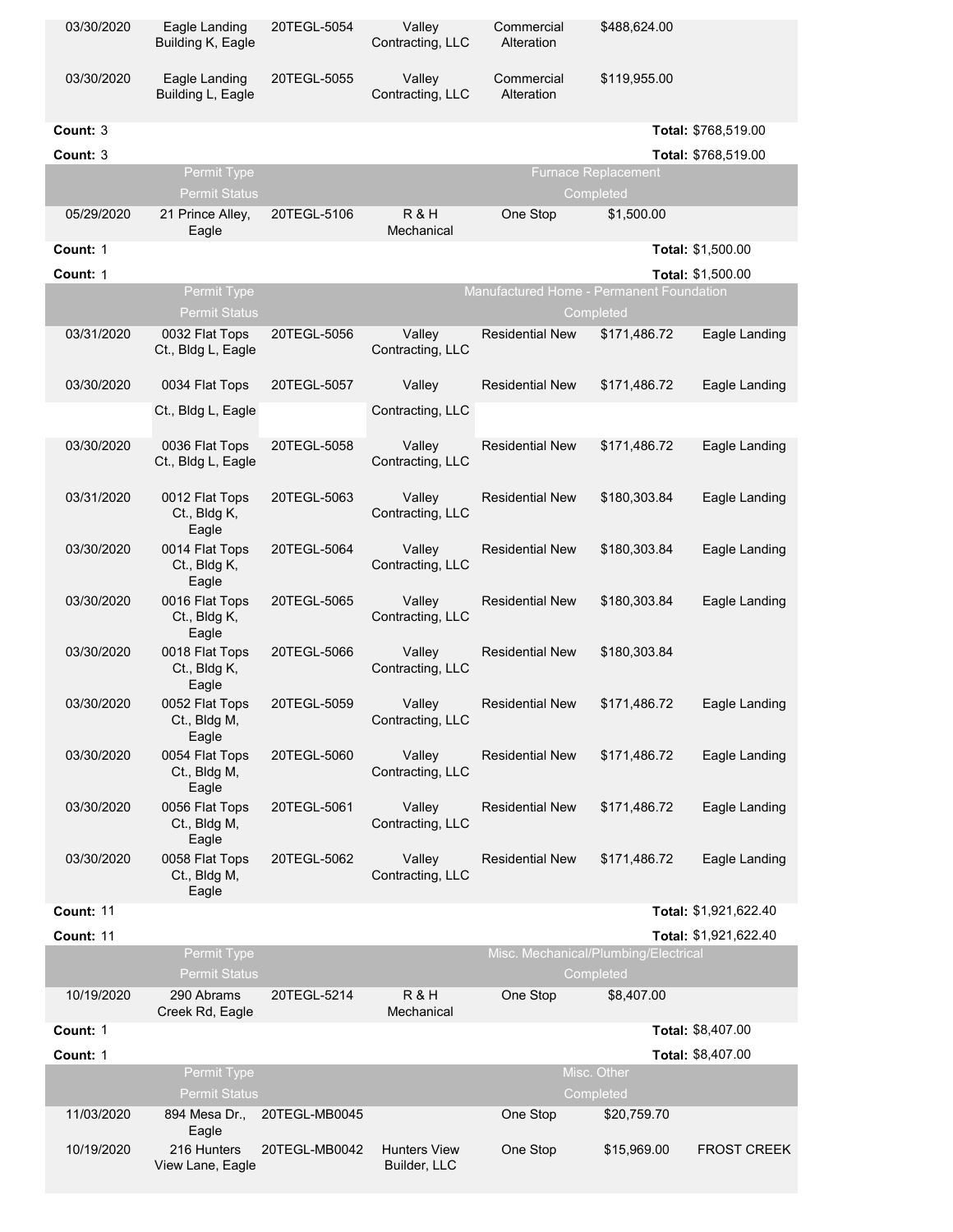| | | | | | | |
|---|---|---|---|---|---|---|
| 03/30/2020 | Eagle Landing Building K, Eagle | 20TEGL-5054 | Valley Contracting, LLC | Commercial Alteration | $488,624.00 | |
| 03/30/2020 | Eagle Landing Building L, Eagle | 20TEGL-5055 | Valley Contracting, LLC | Commercial Alteration | $119,955.00 | |
| **Count:** 3 | | | | | | **Total:** $768,519.00 |
| **Count:** 3 | | | | | | **Total:** $768,519.00 |

| Permit Type | Furnace Replacement | | | | | |
|---|---|---|---|---|---|---|
| Permit Status | Completed | | | | | |
| 05/29/2020 | 21 Prince Alley, Eagle | 20TEGL-5106 | R & H Mechanical | One Stop | $1,500.00 | |
| **Count:** 1 | | | | | | **Total:** $1,500.00 |
| **Count:** 1 | | | | | | **Total:** $1,500.00 |

| Permit Type | Manufactured Home - Permanent Foundation | | | | | |
|---|---|---|---|---|---|---|
| Permit Status | Completed | | | | | |
| 03/31/2020 | 0032 Flat Tops Ct., Bldg L, Eagle | 20TEGL-5056 | Valley Contracting, LLC | Residential New | $171,486.72 | Eagle Landing |
| 03/30/2020 | 0034 Flat Tops Ct., Bldg L, Eagle | 20TEGL-5057 | Valley Contracting, LLC | Residential New | $171,486.72 | Eagle Landing |
| 03/30/2020 | 0036 Flat Tops Ct., Bldg L, Eagle | 20TEGL-5058 | Valley Contracting, LLC | Residential New | $171,486.72 | Eagle Landing |
| 03/31/2020 | 0012 Flat Tops Ct., Bldg K, Eagle | 20TEGL-5063 | Valley Contracting, LLC | Residential New | $180,303.84 | Eagle Landing |
| 03/30/2020 | 0014 Flat Tops Ct., Bldg K, Eagle | 20TEGL-5064 | Valley Contracting, LLC | Residential New | $180,303.84 | Eagle Landing |
| 03/30/2020 | 0016 Flat Tops Ct., Bldg K, Eagle | 20TEGL-5065 | Valley Contracting, LLC | Residential New | $180,303.84 | Eagle Landing |
| 03/30/2020 | 0018 Flat Tops Ct., Bldg K, Eagle | 20TEGL-5066 | Valley Contracting, LLC | Residential New | $180,303.84 | |
| 03/30/2020 | 0052 Flat Tops Ct., Bldg M, Eagle | 20TEGL-5059 | Valley Contracting, LLC | Residential New | $171,486.72 | Eagle Landing |
| 03/30/2020 | 0054 Flat Tops Ct., Bldg M, Eagle | 20TEGL-5060 | Valley Contracting, LLC | Residential New | $171,486.72 | Eagle Landing |
| 03/30/2020 | 0056 Flat Tops Ct., Bldg M, Eagle | 20TEGL-5061 | Valley Contracting, LLC | Residential New | $171,486.72 | Eagle Landing |
| 03/30/2020 | 0058 Flat Tops Ct., Bldg M, Eagle | 20TEGL-5062 | Valley Contracting, LLC | Residential New | $171,486.72 | Eagle Landing |
| **Count:** 11 | | | | | | **Total:** $1,921,622.40 |
| **Count:** 11 | | | | | | **Total:** $1,921,622.40 |

| Permit Type | Misc. Mechanical/Plumbing/Electrical | | | | | |
|---|---|---|---|---|---|---|
| Permit Status | Completed | | | | | |
| 10/19/2020 | 290 Abrams Creek Rd, Eagle | 20TEGL-5214 | R & H Mechanical | One Stop | $8,407.00 | |
| **Count:** 1 | | | | | | **Total:** $8,407.00 |
| **Count:** 1 | | | | | | **Total:** $8,407.00 |

| Permit Type | Misc. Other | | | | | |
|---|---|---|---|---|---|---|
| Permit Status | Completed | | | | | |
| 11/03/2020 | 894 Mesa Dr., Eagle | 20TEGL-MB0045 | | One Stop | $20,759.70 | |
| 10/19/2020 | 216 Hunters View Lane, Eagle | 20TEGL-MB0042 | Hunters View Builder, LLC | One Stop | $15,969.00 | FROST CREEK |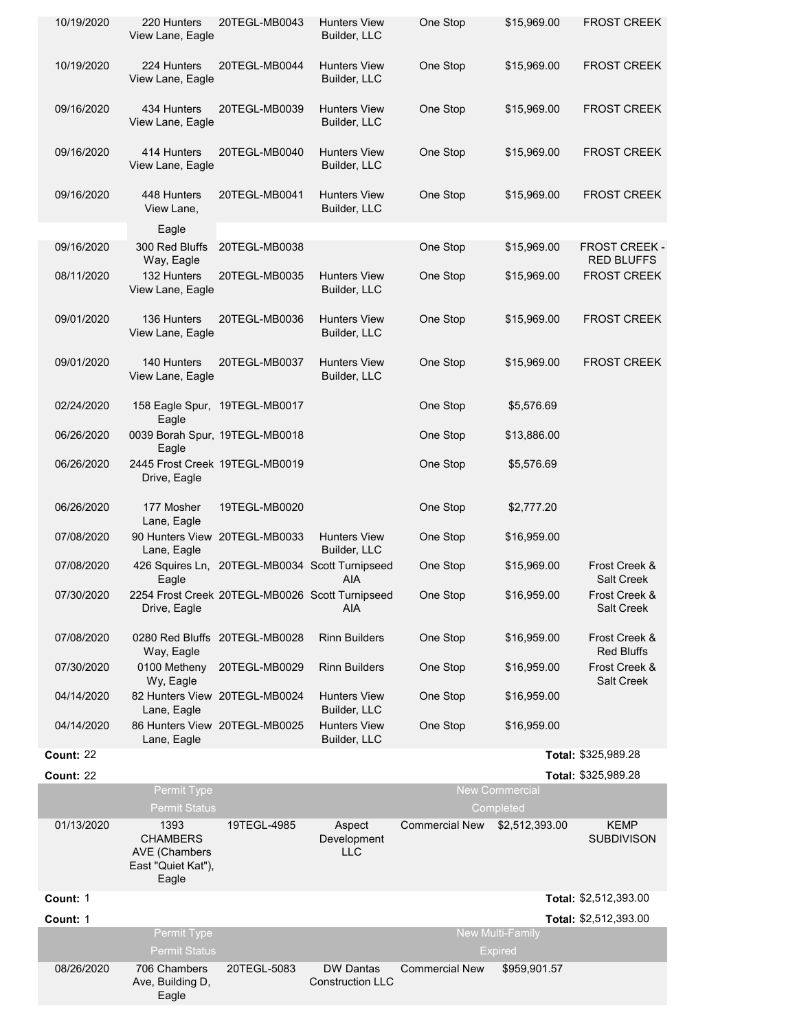| | | | | | | |
|---|---|---|---|---|---|---|
| 10/19/2020 | 220 Hunters View Lane, Eagle | 20TEGL-MB0043 | Hunters View Builder, LLC | One Stop | $15,969.00 | FROST CREEK |
| 10/19/2020 | 224 Hunters View Lane, Eagle | 20TEGL-MB0044 | Hunters View Builder, LLC | One Stop | $15,969.00 | FROST CREEK |
| 09/16/2020 | 434 Hunters View Lane, Eagle | 20TEGL-MB0039 | Hunters View Builder, LLC | One Stop | $15,969.00 | FROST CREEK |
| 09/16/2020 | 414 Hunters View Lane, Eagle | 20TEGL-MB0040 | Hunters View Builder, LLC | One Stop | $15,969.00 | FROST CREEK |
| 09/16/2020 | 448 Hunters View Lane, Eagle | 20TEGL-MB0041 | Hunters View Builder, LLC | One Stop | $15,969.00 | FROST CREEK |
| 09/16/2020 | 300 Red Bluffs Way, Eagle | 20TEGL-MB0038 | | One Stop | $15,969.00 | FROST CREEK - RED BLUFFS |
| 08/11/2020 | 132 Hunters View Lane, Eagle | 20TEGL-MB0035 | Hunters View Builder, LLC | One Stop | $15,969.00 | FROST CREEK |
| 09/01/2020 | 136 Hunters View Lane, Eagle | 20TEGL-MB0036 | Hunters View Builder, LLC | One Stop | $15,969.00 | FROST CREEK |
| 09/01/2020 | 140 Hunters View Lane, Eagle | 20TEGL-MB0037 | Hunters View Builder, LLC | One Stop | $15,969.00 | FROST CREEK |
| 02/24/2020 | 158 Eagle Spur, Eagle | 19TEGL-MB0017 | | One Stop | $5,576.69 | |
| 06/26/2020 | 0039 Borah Spur, Eagle | 19TEGL-MB0018 | | One Stop | $13,886.00 | |
| 06/26/2020 | 2445 Frost Creek Drive, Eagle | 19TEGL-MB0019 | | One Stop | $5,576.69 | |
| 06/26/2020 | 177 Mosher Lane, Eagle | 19TEGL-MB0020 | | One Stop | $2,777.20 | |
| 07/08/2020 | 90 Hunters View Lane, Eagle | 20TEGL-MB0033 | Hunters View Builder, LLC | One Stop | $16,959.00 | |
| 07/08/2020 | 426 Squires Ln, Eagle | 20TEGL-MB0034 | Scott Turnipseed AIA | One Stop | $15,969.00 | Frost Creek & Salt Creek |
| 07/30/2020 | 2254 Frost Creek Drive, Eagle | 20TEGL-MB0026 | Scott Turnipseed AIA | One Stop | $16,959.00 | Frost Creek & Salt Creek |
| 07/08/2020 | 0280 Red Bluffs Way, Eagle | 20TEGL-MB0028 | Rinn Builders | One Stop | $16,959.00 | Frost Creek & Red Bluffs |
| 07/30/2020 | 0100 Metheny Wy, Eagle | 20TEGL-MB0029 | Rinn Builders | One Stop | $16,959.00 | Frost Creek & Salt Creek |
| 04/14/2020 | 82 Hunters View Lane, Eagle | 20TEGL-MB0024 | Hunters View Builder, LLC | One Stop | $16,959.00 | |
| 04/14/2020 | 86 Hunters View Lane, Eagle | 20TEGL-MB0025 | Hunters View Builder, LLC | One Stop | $16,959.00 | |

**Count:** 22 **Total:** $325,989.28

**Count:** 22 **Total:** $325,989.28

| | | | | | | |
|---|---|---|---|---|---|---|
| | Permit Type | | | | New Commercial | |
| | Permit Status | | | | Completed | |
| 01/13/2020 | 1393 CHAMBERS AVE (Chambers East "Quiet Kat"), Eagle | 19TEGL-4985 | Aspect Development LLC | Commercial New | $2,512,393.00 | KEMP SUBDIVISON |

**Count:** 1 **Total:** $2,512,393.00

**Count:** 1 **Total:** $2,512,393.00

| | | | | | | |
|---|---|---|---|---|---|---|
| | Permit Type | | | | New Multi-Family | |
| | Permit Status | | | | Expired | |
| 08/26/2020 | 706 Chambers Ave, Building D, Eagle | 20TEGL-5083 | DW Dantas Construction LLC | Commercial New | $959,901.57 | |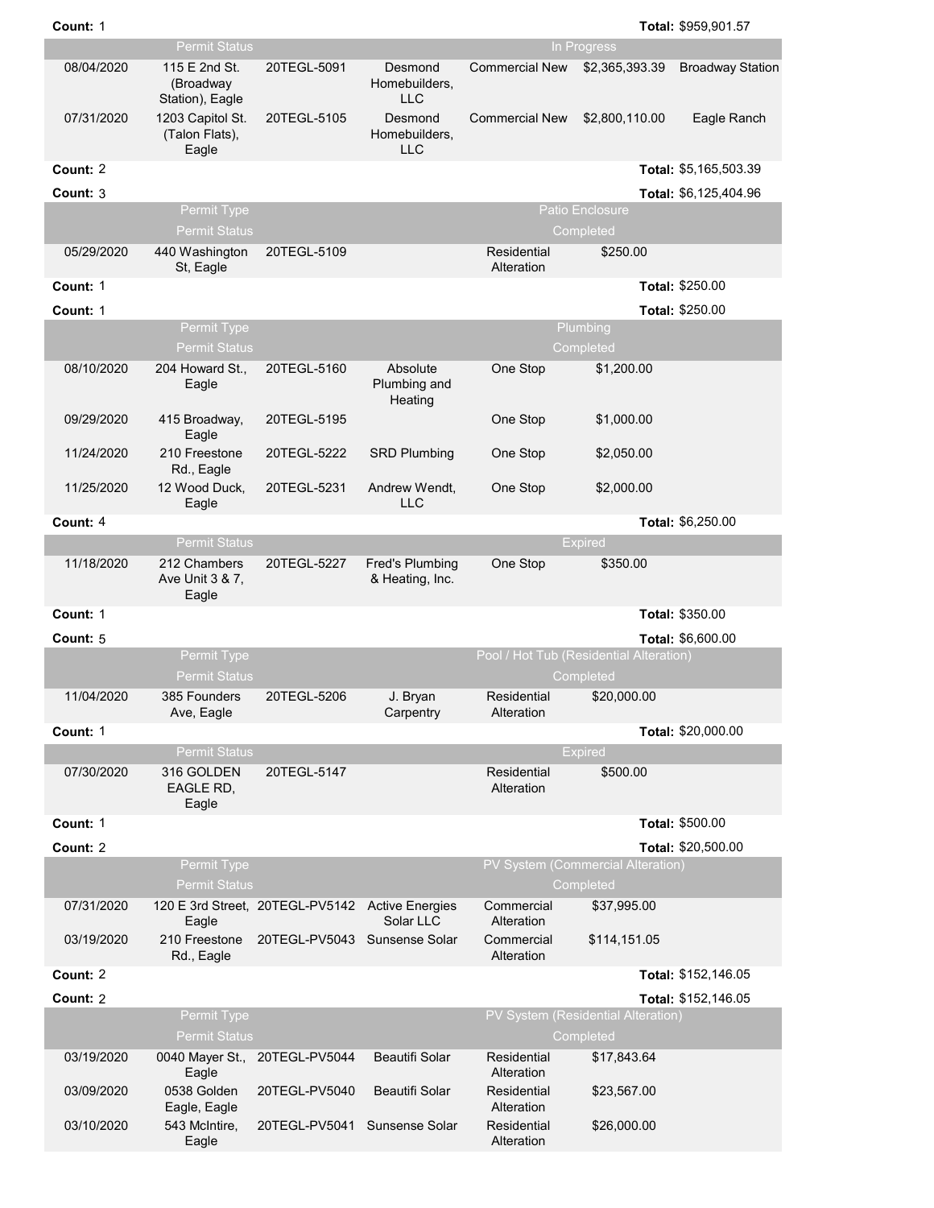| | | | | | | |
|---|---|---|---|---|---|---|
| **Count:** 1 | | | | | | **Total:** $959,901.57 |
| | Permit Status | | | | In Progress | |
| 08/04/2020 | 115 E 2nd St. (Broadway Station), Eagle | 20TEGL-5091 | Desmond Homebuilders, LLC | Commercial New | $2,365,393.39 | Broadway Station |
| 07/31/2020 | 1203 Capitol St. (Talon Flats), Eagle | 20TEGL-5105 | Desmond Homebuilders, LLC | Commercial New | $2,800,110.00 | Eagle Ranch |
| **Count:** 2 | | | | | | **Total:** $5,165,503.39 |
| **Count:** 3 | | | | | | **Total:** $6,125,404.96 |
| | Permit Type | | | | Patio Enclosure | |
| | Permit Status | | | | Completed | |
| 05/29/2020 | 440 Washington St, Eagle | 20TEGL-5109 | | Residential Alteration | $250.00 | |
| **Count:** 1 | | | | | | **Total:** $250.00 |
| **Count:** 1 | | | | | | **Total:** $250.00 |
| | Permit Type | | | | Plumbing | |
| | Permit Status | | | | Completed | |
| 08/10/2020 | 204 Howard St., Eagle | 20TEGL-5160 | Absolute Plumbing and Heating | One Stop | $1,200.00 | |
| 09/29/2020 | 415 Broadway, Eagle | 20TEGL-5195 | | One Stop | $1,000.00 | |
| 11/24/2020 | 210 Freestone Rd., Eagle | 20TEGL-5222 | SRD Plumbing | One Stop | $2,050.00 | |
| 11/25/2020 | 12 Wood Duck, Eagle | 20TEGL-5231 | Andrew Wendt, LLC | One Stop | $2,000.00 | |
| **Count:** 4 | | | | | | **Total:** $6,250.00 |
| | Permit Status | | | | Expired | |
| 11/18/2020 | 212 Chambers Ave Unit 3 & 7, Eagle | 20TEGL-5227 | Fred's Plumbing & Heating, Inc. | One Stop | $350.00 | |
| **Count:** 1 | | | | | | **Total:** $350.00 |
| **Count:** 5 | | | | | | **Total:** $6,600.00 |
| | Permit Type | | | | Pool / Hot Tub (Residential Alteration) | |
| | Permit Status | | | | Completed | |
| 11/04/2020 | 385 Founders Ave, Eagle | 20TEGL-5206 | J. Bryan Carpentry | Residential Alteration | $20,000.00 | |
| **Count:** 1 | | | | | | **Total:** $20,000.00 |
| | Permit Status | | | | Expired | |
| 07/30/2020 | 316 GOLDEN EAGLE RD, Eagle | 20TEGL-5147 | | Residential Alteration | $500.00 | |
| **Count:** 1 | | | | | | **Total:** $500.00 |
| **Count:** 2 | | | | | | **Total:** $20,500.00 |
| | Permit Type | | | | PV System (Commercial Alteration) | |
| | Permit Status | | | | Completed | |
| 07/31/2020 | 120 E 3rd Street, Eagle | 20TEGL-PV5142 | Active Energies Solar LLC | Commercial Alteration | $37,995.00 | |
| 03/19/2020 | 210 Freestone Rd., Eagle | 20TEGL-PV5043 | Sunsense Solar | Commercial Alteration | $114,151.05 | |
| **Count:** 2 | | | | | | **Total:** $152,146.05 |
| **Count:** 2 | | | | | | **Total:** $152,146.05 |
| | Permit Type | | | | PV System (Residential Alteration) | |
| | Permit Status | | | | Completed | |
| 03/19/2020 | 0040 Mayer St., Eagle | 20TEGL-PV5044 | Beautifi Solar | Residential Alteration | $17,843.64 | |
| 03/09/2020 | 0538 Golden Eagle, Eagle | 20TEGL-PV5040 | Beautifi Solar | Residential Alteration | $23,567.00 | |
| 03/10/2020 | 543 McIntire, Eagle | 20TEGL-PV5041 | Sunsense Solar | Residential Alteration | $26,000.00 | |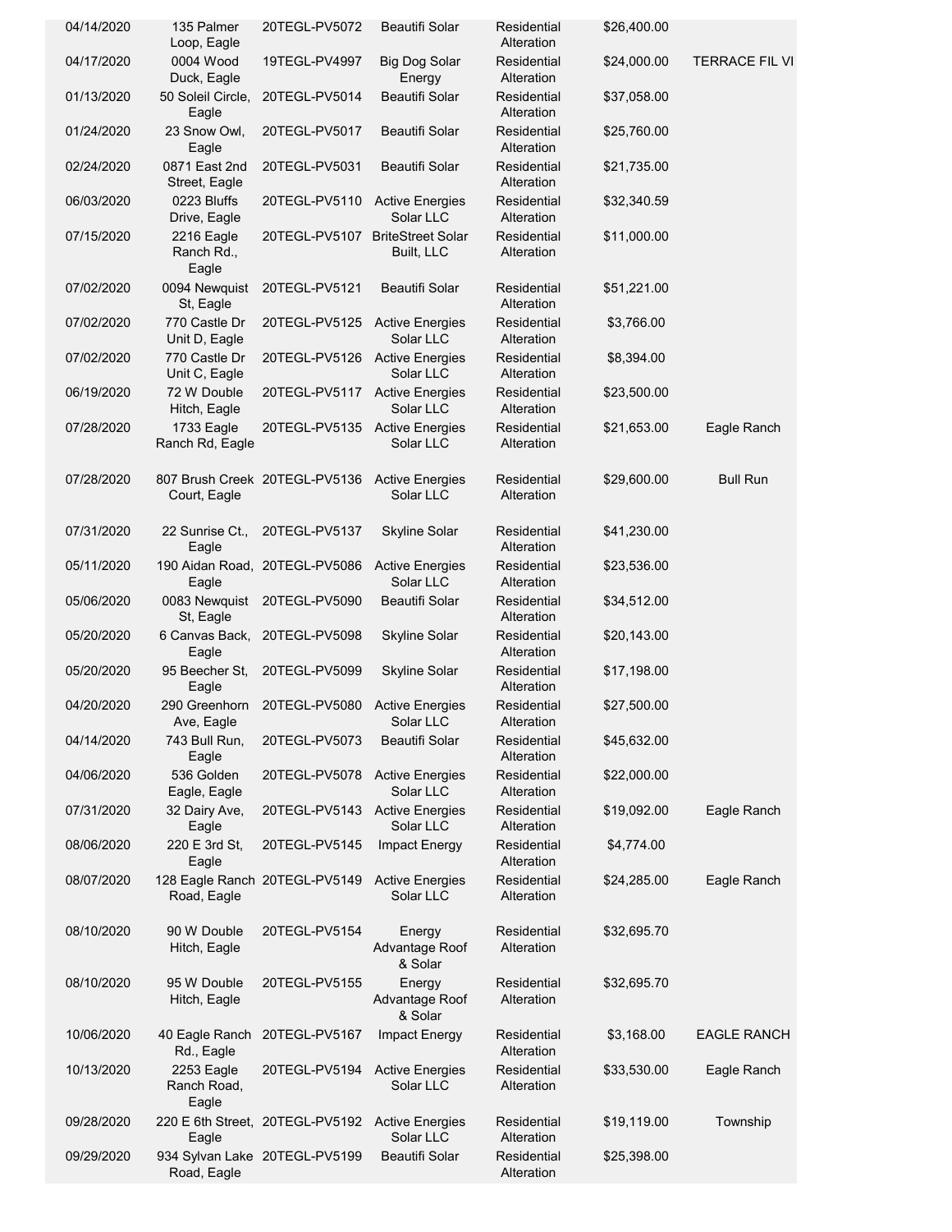| | | | | | | |
|---|---|---|---|---|---|---|
| 04/14/2020 | 135 Palmer Loop, Eagle | 20TEGL-PV5072 | Beautifi Solar | Residential Alteration | $26,400.00 | |
| 04/17/2020 | 0004 Wood Duck, Eagle | 19TEGL-PV4997 | Big Dog Solar Energy | Residential Alteration | $24,000.00 | TERRACE FIL VI |
| 01/13/2020 | 50 Soleil Circle, Eagle | 20TEGL-PV5014 | Beautifi Solar | Residential Alteration | $37,058.00 | |
| 01/24/2020 | 23 Snow Owl, Eagle | 20TEGL-PV5017 | Beautifi Solar | Residential Alteration | $25,760.00 | |
| 02/24/2020 | 0871 East 2nd Street, Eagle | 20TEGL-PV5031 | Beautifi Solar | Residential Alteration | $21,735.00 | |
| 06/03/2020 | 0223 Bluffs Drive, Eagle | 20TEGL-PV5110 | Active Energies Solar LLC | Residential Alteration | $32,340.59 | |
| 07/15/2020 | 2216 Eagle Ranch Rd., Eagle | 20TEGL-PV5107 | BriteStreet Solar Built, LLC | Residential Alteration | $11,000.00 | |
| 07/02/2020 | 0094 Newquist St, Eagle | 20TEGL-PV5121 | Beautifi Solar | Residential Alteration | $51,221.00 | |
| 07/02/2020 | 770 Castle Dr Unit D, Eagle | 20TEGL-PV5125 | Active Energies Solar LLC | Residential Alteration | $3,766.00 | |
| 07/02/2020 | 770 Castle Dr Unit C, Eagle | 20TEGL-PV5126 | Active Energies Solar LLC | Residential Alteration | $8,394.00 | |
| 06/19/2020 | 72 W Double Hitch, Eagle | 20TEGL-PV5117 | Active Energies Solar LLC | Residential Alteration | $23,500.00 | |
| 07/28/2020 | 1733 Eagle Ranch Rd, Eagle | 20TEGL-PV5135 | Active Energies Solar LLC | Residential Alteration | $21,653.00 | Eagle Ranch |
| 07/28/2020 | 807 Brush Creek Court, Eagle | 20TEGL-PV5136 | Active Energies Solar LLC | Residential Alteration | $29,600.00 | Bull Run |
| 07/31/2020 | 22 Sunrise Ct., Eagle | 20TEGL-PV5137 | Skyline Solar | Residential Alteration | $41,230.00 | |
| 05/11/2020 | 190 Aidan Road, Eagle | 20TEGL-PV5086 | Active Energies Solar LLC | Residential Alteration | $23,536.00 | |
| 05/06/2020 | 0083 Newquist St, Eagle | 20TEGL-PV5090 | Beautifi Solar | Residential Alteration | $34,512.00 | |
| 05/20/2020 | 6 Canvas Back, Eagle | 20TEGL-PV5098 | Skyline Solar | Residential Alteration | $20,143.00 | |
| 05/20/2020 | 95 Beecher St, Eagle | 20TEGL-PV5099 | Skyline Solar | Residential Alteration | $17,198.00 | |
| 04/20/2020 | 290 Greenhorn Ave, Eagle | 20TEGL-PV5080 | Active Energies Solar LLC | Residential Alteration | $27,500.00 | |
| 04/14/2020 | 743 Bull Run, Eagle | 20TEGL-PV5073 | Beautifi Solar | Residential Alteration | $45,632.00 | |
| 04/06/2020 | 536 Golden Eagle, Eagle | 20TEGL-PV5078 | Active Energies Solar LLC | Residential Alteration | $22,000.00 | |
| 07/31/2020 | 32 Dairy Ave, Eagle | 20TEGL-PV5143 | Active Energies Solar LLC | Residential Alteration | $19,092.00 | Eagle Ranch |
| 08/06/2020 | 220 E 3rd St, Eagle | 20TEGL-PV5145 | Impact Energy | Residential Alteration | $4,774.00 | |
| 08/07/2020 | 128 Eagle Ranch Road, Eagle | 20TEGL-PV5149 | Active Energies Solar LLC | Residential Alteration | $24,285.00 | Eagle Ranch |
| 08/10/2020 | 90 W Double Hitch, Eagle | 20TEGL-PV5154 | Energy Advantage Roof & Solar | Residential Alteration | $32,695.70 | |
| 08/10/2020 | 95 W Double Hitch, Eagle | 20TEGL-PV5155 | Energy Advantage Roof & Solar | Residential Alteration | $32,695.70 | |
| 10/06/2020 | 40 Eagle Ranch Rd., Eagle | 20TEGL-PV5167 | Impact Energy | Residential Alteration | $3,168.00 | EAGLE RANCH |
| 10/13/2020 | 2253 Eagle Ranch Road, Eagle | 20TEGL-PV5194 | Active Energies Solar LLC | Residential Alteration | $33,530.00 | Eagle Ranch |
| 09/28/2020 | 220 E 6th Street, Eagle | 20TEGL-PV5192 | Active Energies Solar LLC | Residential Alteration | $19,119.00 | Township |
| 09/29/2020 | 934 Sylvan Lake Road, Eagle | 20TEGL-PV5199 | Beautifi Solar | Residential Alteration | $25,398.00 | |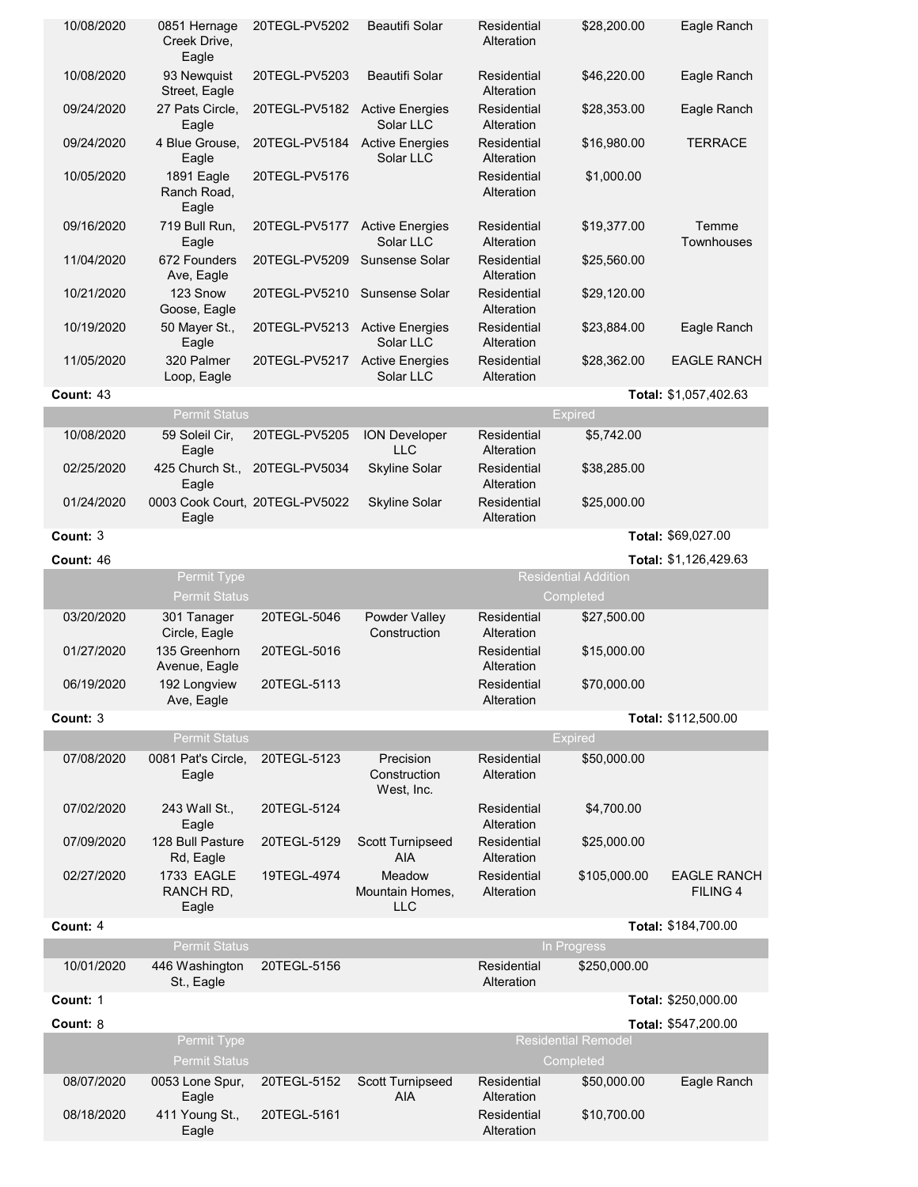| Date | Address | Permit # | Contractor | Type | Valuation | Subdivision |
|---|---|---|---|---|---|---|
| 10/08/2020 | 0851 Hernage Creek Drive, Eagle | 20TEGL-PV5202 | Beautifi Solar | Residential Alteration | $28,200.00 | Eagle Ranch |
| 10/08/2020 | 93 Newquist Street, Eagle | 20TEGL-PV5203 | Beautifi Solar | Residential Alteration | $46,220.00 | Eagle Ranch |
| 09/24/2020 | 27 Pats Circle, Eagle | 20TEGL-PV5182 | Active Energies Solar LLC | Residential Alteration | $28,353.00 | Eagle Ranch |
| 09/24/2020 | 4 Blue Grouse, Eagle | 20TEGL-PV5184 | Active Energies Solar LLC | Residential Alteration | $16,980.00 | TERRACE |
| 10/05/2020 | 1891 Eagle Ranch Road, Eagle | 20TEGL-PV5176 | | Residential Alteration | $1,000.00 | |
| 09/16/2020 | 719 Bull Run, Eagle | 20TEGL-PV5177 | Active Energies Solar LLC | Residential Alteration | $19,377.00 | Temme Townhouses |
| 11/04/2020 | 672 Founders Ave, Eagle | 20TEGL-PV5209 | Sunsense Solar | Residential Alteration | $25,560.00 | |
| 10/21/2020 | 123 Snow Goose, Eagle | 20TEGL-PV5210 | Sunsense Solar | Residential Alteration | $29,120.00 | |
| 10/19/2020 | 50 Mayer St., Eagle | 20TEGL-PV5213 | Active Energies Solar LLC | Residential Alteration | $23,884.00 | Eagle Ranch |
| 11/05/2020 | 320 Palmer Loop, Eagle | 20TEGL-PV5217 | Active Energies Solar LLC | Residential Alteration | $28,362.00 | EAGLE RANCH |
| **Count:** 43 | | | | | | **Total:** $1,057,402.63 |
| | Permit Status | | | | Expired | |
| 10/08/2020 | 59 Soleil Cir, Eagle | 20TEGL-PV5205 | ION Developer LLC | Residential Alteration | $5,742.00 | |
| 02/25/2020 | 425 Church St., Eagle | 20TEGL-PV5034 | Skyline Solar | Residential Alteration | $38,285.00 | |
| 01/24/2020 | 0003 Cook Court, Eagle | 20TEGL-PV5022 | Skyline Solar | Residential Alteration | $25,000.00 | |
| **Count:** 3 | | | | | | **Total:** $69,027.00 |
| **Count:** 46 | | | | | | **Total:** $1,126,429.63 |
| | Permit Type | | | | Residential Addition | |
| | Permit Status | | | | Completed | |
| 03/20/2020 | 301 Tanager Circle, Eagle | 20TEGL-5046 | Powder Valley Construction | Residential Alteration | $27,500.00 | |
| 01/27/2020 | 135 Greenhorn Avenue, Eagle | 20TEGL-5016 | | Residential Alteration | $15,000.00 | |
| 06/19/2020 | 192 Longview Ave, Eagle | 20TEGL-5113 | | Residential Alteration | $70,000.00 | |
| **Count:** 3 | | | | | | **Total:** $112,500.00 |
| | Permit Status | | | | Expired | |
| 07/08/2020 | 0081 Pat's Circle, Eagle | 20TEGL-5123 | Precision Construction West, Inc. | Residential Alteration | $50,000.00 | |
| 07/02/2020 | 243 Wall St., Eagle | 20TEGL-5124 | | Residential Alteration | $4,700.00 | |
| 07/09/2020 | 128 Bull Pasture Rd, Eagle | 20TEGL-5129 | Scott Turnipseed AIA | Residential Alteration | $25,000.00 | |
| 02/27/2020 | 1733 EAGLE RANCH RD, Eagle | 19TEGL-4974 | Meadow Mountain Homes, LLC | Residential Alteration | $105,000.00 | EAGLE RANCH FILING 4 |
| **Count:** 4 | | | | | | **Total:** $184,700.00 |
| | Permit Status | | | | In Progress | |
| 10/01/2020 | 446 Washington St., Eagle | 20TEGL-5156 | | Residential Alteration | $250,000.00 | |
| **Count:** 1 | | | | | | **Total:** $250,000.00 |
| **Count:** 8 | | | | | | **Total:** $547,200.00 |
| | Permit Type | | | | Residential Remodel | |
| | Permit Status | | | | Completed | |
| 08/07/2020 | 0053 Lone Spur, Eagle | 20TEGL-5152 | Scott Turnipseed AIA | Residential Alteration | $50,000.00 | Eagle Ranch |
| 08/18/2020 | 411 Young St., Eagle | 20TEGL-5161 | | Residential Alteration | $10,700.00 | |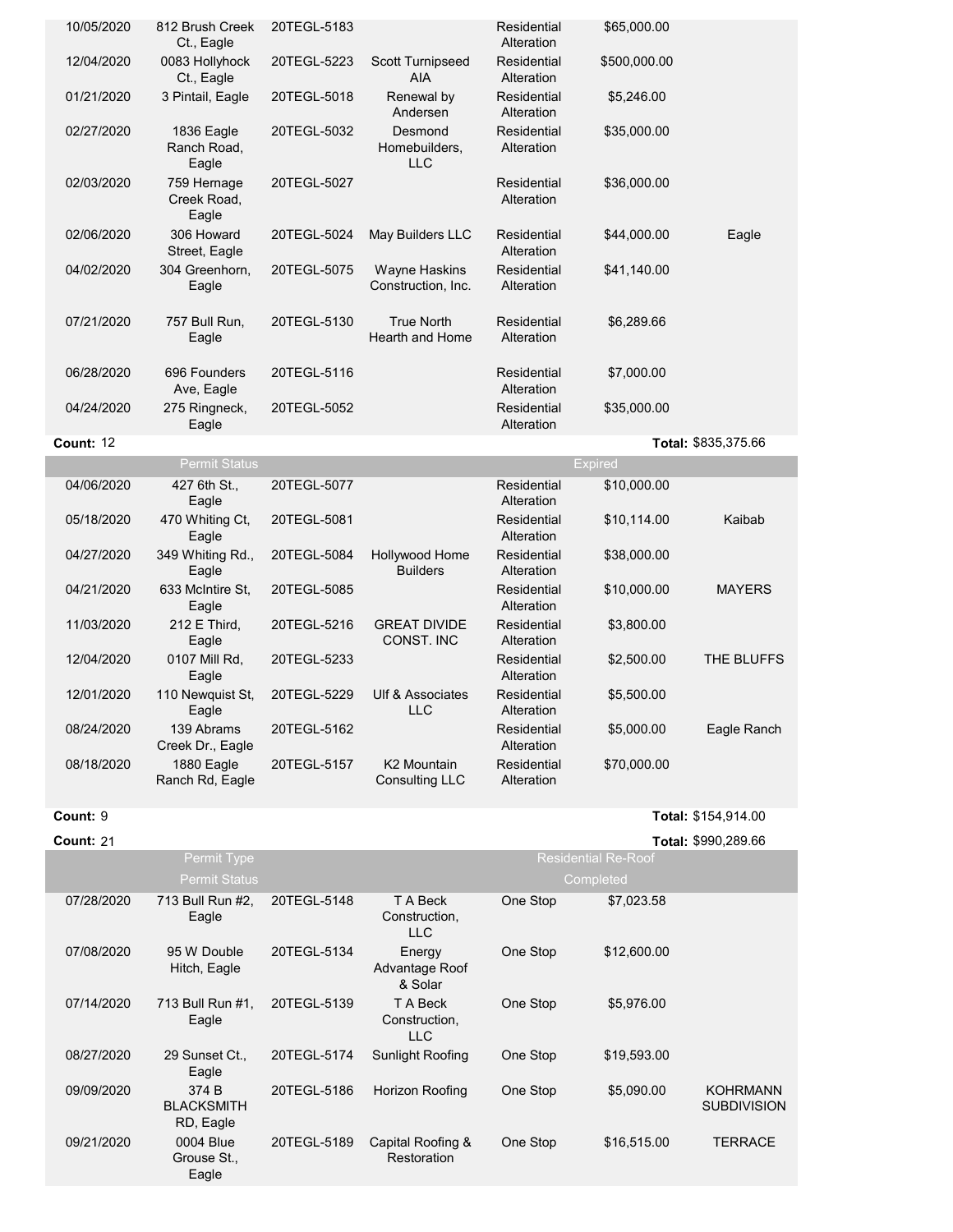| | | | | | | |
|---|---|---|---|---|---|---|
| 10/05/2020 | 812 Brush Creek Ct., Eagle | 20TEGL-5183 | | Residential Alteration | $65,000.00 | |
| 12/04/2020 | 0083 Hollyhock Ct., Eagle | 20TEGL-5223 | Scott Turnipseed AIA | Residential Alteration | $500,000.00 | |
| 01/21/2020 | 3 Pintail, Eagle | 20TEGL-5018 | Renewal by Andersen | Residential Alteration | $5,246.00 | |
| 02/27/2020 | 1836 Eagle Ranch Road, Eagle | 20TEGL-5032 | Desmond Homebuilders, LLC | Residential Alteration | $35,000.00 | |
| 02/03/2020 | 759 Hernage Creek Road, Eagle | 20TEGL-5027 | | Residential Alteration | $36,000.00 | |
| 02/06/2020 | 306 Howard Street, Eagle | 20TEGL-5024 | May Builders LLC | Residential Alteration | $44,000.00 | Eagle |
| 04/02/2020 | 304 Greenhorn, Eagle | 20TEGL-5075 | Wayne Haskins Construction, Inc. | Residential Alteration | $41,140.00 | |
| 07/21/2020 | 757 Bull Run, Eagle | 20TEGL-5130 | True North Hearth and Home | Residential Alteration | $6,289.66 | |
| 06/28/2020 | 696 Founders Ave, Eagle | 20TEGL-5116 | | Residential Alteration | $7,000.00 | |
| 04/24/2020 | 275 Ringneck, Eagle | 20TEGL-5052 | | Residential Alteration | $35,000.00 | |
| **Count:** 12 | | | | | | **Total:** $835,375.66 |
| | Permit Status | | | | Expired | |
| 04/06/2020 | 427 6th St., Eagle | 20TEGL-5077 | | Residential Alteration | $10,000.00 | |
| 05/18/2020 | 470 Whiting Ct, Eagle | 20TEGL-5081 | | Residential Alteration | $10,114.00 | Kaibab |
| 04/27/2020 | 349 Whiting Rd., Eagle | 20TEGL-5084 | Hollywood Home Builders | Residential Alteration | $38,000.00 | |
| 04/21/2020 | 633 McIntire St, Eagle | 20TEGL-5085 | | Residential Alteration | $10,000.00 | MAYERS |
| 11/03/2020 | 212 E Third, Eagle | 20TEGL-5216 | GREAT DIVIDE CONST. INC | Residential Alteration | $3,800.00 | |
| 12/04/2020 | 0107 Mill Rd, Eagle | 20TEGL-5233 | | Residential Alteration | $2,500.00 | THE BLUFFS |
| 12/01/2020 | 110 Newquist St, Eagle | 20TEGL-5229 | Ulf & Associates LLC | Residential Alteration | $5,500.00 | |
| 08/24/2020 | 139 Abrams Creek Dr., Eagle | 20TEGL-5162 | | Residential Alteration | $5,000.00 | Eagle Ranch |
| 08/18/2020 | 1880 Eagle Ranch Rd, Eagle | 20TEGL-5157 | K2 Mountain Consulting LLC | Residential Alteration | $70,000.00 | |
| **Count:** 9 | | | | | | **Total:** $154,914.00 |
| **Count:** 21 | | | | | | **Total:** $990,289.66 |
| | Permit Type | | | | Residential Re-Roof | |
| | Permit Status | | | | Completed | |
| 07/28/2020 | 713 Bull Run #2, Eagle | 20TEGL-5148 | T A Beck Construction, LLC | One Stop | $7,023.58 | |
| 07/08/2020 | 95 W Double Hitch, Eagle | 20TEGL-5134 | Energy Advantage Roof & Solar | One Stop | $12,600.00 | |
| 07/14/2020 | 713 Bull Run #1, Eagle | 20TEGL-5139 | T A Beck Construction, LLC | One Stop | $5,976.00 | |
| 08/27/2020 | 29 Sunset Ct., Eagle | 20TEGL-5174 | Sunlight Roofing | One Stop | $19,593.00 | |
| 09/09/2020 | 374 B BLACKSMITH RD, Eagle | 20TEGL-5186 | Horizon Roofing | One Stop | $5,090.00 | KOHRMANN SUBDIVISION |
| 09/21/2020 | 0004 Blue Grouse St., Eagle | 20TEGL-5189 | Capital Roofing & Restoration | One Stop | $16,515.00 | TERRACE |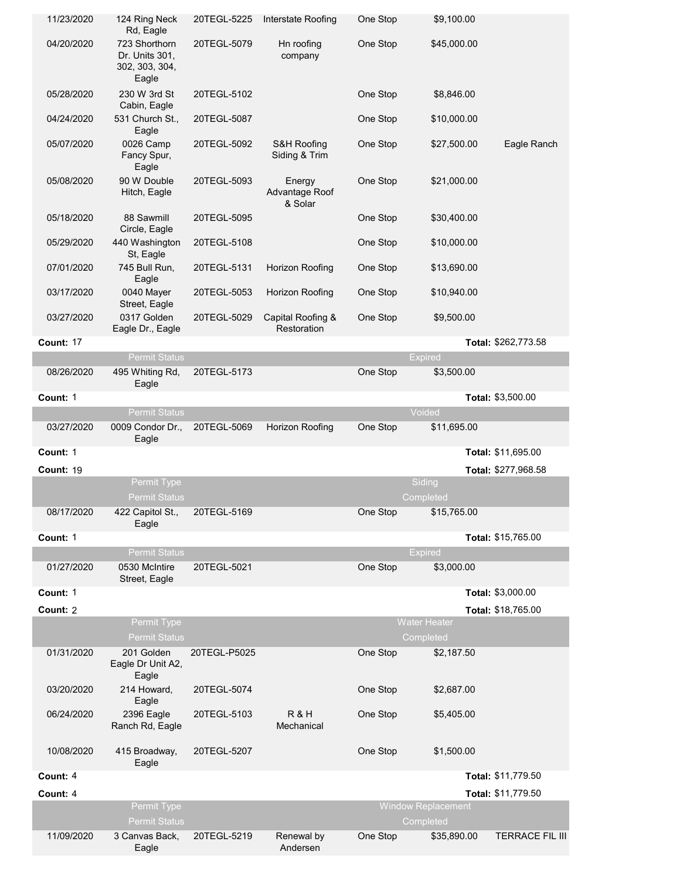| Date | Address | Permit # | Contractor | Type | Valuation | Subdivision |
|---|---|---|---|---|---|---|
| 11/23/2020 | 124 Ring Neck Rd, Eagle | 20TEGL-5225 | Interstate Roofing | One Stop | $9,100.00 | |
| 04/20/2020 | 723 Shorthorn Dr. Units 301, 302, 303, 304, Eagle | 20TEGL-5079 | Hn roofing company | One Stop | $45,000.00 | |
| 05/28/2020 | 230 W 3rd St Cabin, Eagle | 20TEGL-5102 | | One Stop | $8,846.00 | |
| 04/24/2020 | 531 Church St., Eagle | 20TEGL-5087 | | One Stop | $10,000.00 | |
| 05/07/2020 | 0026 Camp Fancy Spur, Eagle | 20TEGL-5092 | S&H Roofing Siding & Trim | One Stop | $27,500.00 | Eagle Ranch |
| 05/08/2020 | 90 W Double Hitch, Eagle | 20TEGL-5093 | Energy Advantage Roof & Solar | One Stop | $21,000.00 | |
| 05/18/2020 | 88 Sawmill Circle, Eagle | 20TEGL-5095 | | One Stop | $30,400.00 | |
| 05/29/2020 | 440 Washington St, Eagle | 20TEGL-5108 | | One Stop | $10,000.00 | |
| 07/01/2020 | 745 Bull Run, Eagle | 20TEGL-5131 | Horizon Roofing | One Stop | $13,690.00 | |
| 03/17/2020 | 0040 Mayer Street, Eagle | 20TEGL-5053 | Horizon Roofing | One Stop | $10,940.00 | |
| 03/27/2020 | 0317 Golden Eagle Dr., Eagle | 20TEGL-5029 | Capital Roofing & Restoration | One Stop | $9,500.00 | |
| **Count:** 17 | | | | | **Total:** $262,773.58 | |
| | Permit Status | | | | Expired | |
| 08/26/2020 | 495 Whiting Rd, Eagle | 20TEGL-5173 | | One Stop | $3,500.00 | |
| **Count:** 1 | | | | | **Total:** $3,500.00 | |
| | Permit Status | | | | Voided | |
| 03/27/2020 | 0009 Condor Dr., Eagle | 20TEGL-5069 | Horizon Roofing | One Stop | $11,695.00 | |
| **Count:** 1 | | | | | **Total:** $11,695.00 | |
| **Count:** 19 | | | | | **Total:** $277,968.58 | |
| | Permit Type | | | | Siding | |
| | Permit Status | | | | Completed | |
| 08/17/2020 | 422 Capitol St., Eagle | 20TEGL-5169 | | One Stop | $15,765.00 | |
| **Count:** 1 | | | | | **Total:** $15,765.00 | |
| | Permit Status | | | | Expired | |
| 01/27/2020 | 0530 McIntire Street, Eagle | 20TEGL-5021 | | One Stop | $3,000.00 | |
| **Count:** 1 | | | | | **Total:** $3,000.00 | |
| **Count:** 2 | | | | | **Total:** $18,765.00 | |
| | Permit Type | | | | Water Heater | |
| | Permit Status | | | | Completed | |
| 01/31/2020 | 201 Golden Eagle Dr Unit A2, Eagle | 20TEGL-P5025 | | One Stop | $2,187.50 | |
| 03/20/2020 | 214 Howard, Eagle | 20TEGL-5074 | | One Stop | $2,687.00 | |
| 06/24/2020 | 2396 Eagle Ranch Rd, Eagle | 20TEGL-5103 | R & H Mechanical | One Stop | $5,405.00 | |
| 10/08/2020 | 415 Broadway, Eagle | 20TEGL-5207 | | One Stop | $1,500.00 | |
| **Count:** 4 | | | | | **Total:** $11,779.50 | |
| **Count:** 4 | | | | | **Total:** $11,779.50 | |
| | Permit Type | | | | Window Replacement | |
| | Permit Status | | | | Completed | |
| 11/09/2020 | 3 Canvas Back, Eagle | 20TEGL-5219 | Renewal by Andersen | One Stop | $35,890.00 | TERRACE FIL III |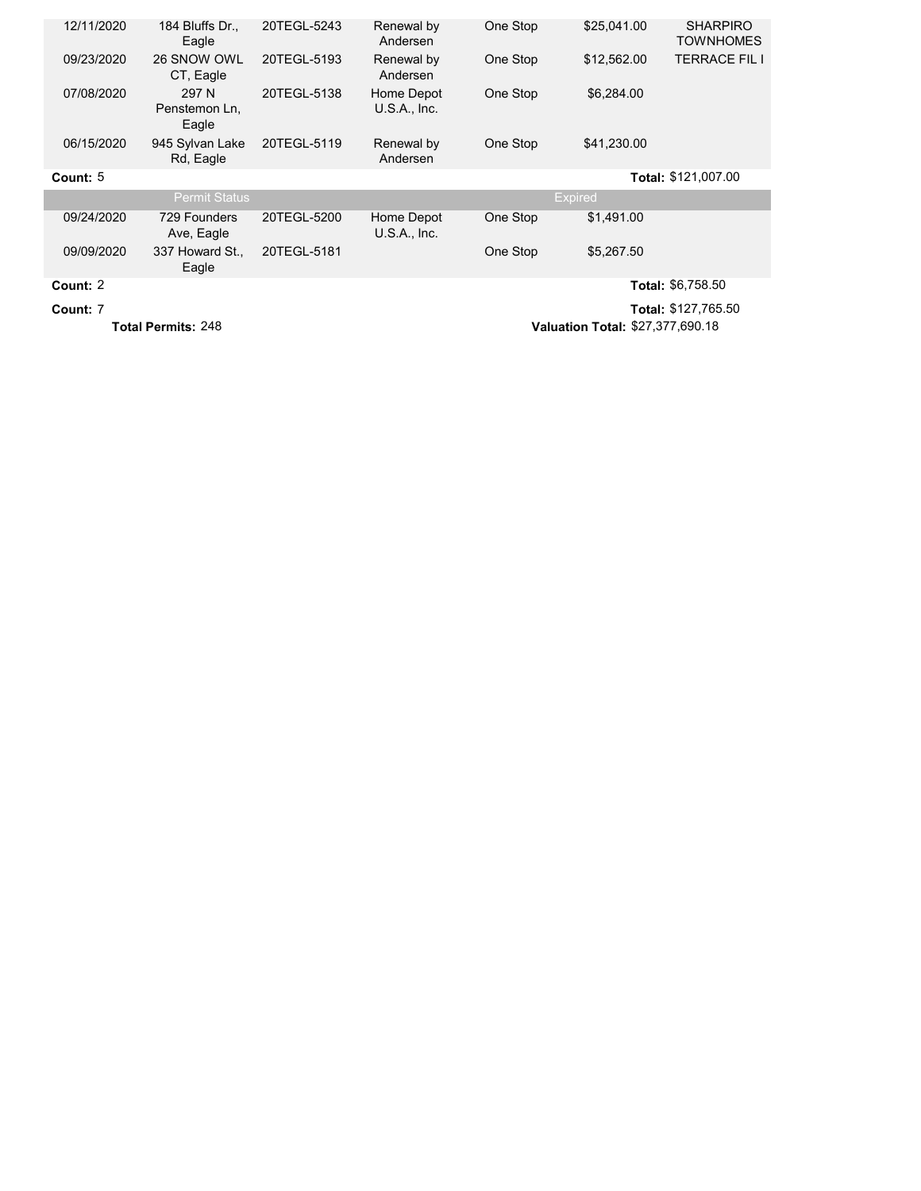| | | | | | | |
|---|---|---|---|---|---|---|
| 12/11/2020 | 184 Bluffs Dr., Eagle | 20TEGL-5243 | Renewal by Andersen | One Stop | $25,041.00 | SHARPIRO TOWNHOMES |
| 09/23/2020 | 26 SNOW OWL CT, Eagle | 20TEGL-5193 | Renewal by Andersen | One Stop | $12,562.00 | TERRACE FIL I |
| 07/08/2020 | 297 N Penstemon Ln, Eagle | 20TEGL-5138 | Home Depot U.S.A., Inc. | One Stop | $6,284.00 | |
| 06/15/2020 | 945 Sylvan Lake Rd, Eagle | 20TEGL-5119 | Renewal by Andersen | One Stop | $41,230.00 | |
| **Count:** 5 | | | | | | **Total:** $121,007.00 |
| | Permit Status | | | | Expired | |
| 09/24/2020 | 729 Founders Ave, Eagle | 20TEGL-5200 | Home Depot U.S.A., Inc. | One Stop | $1,491.00 | |
| 09/09/2020 | 337 Howard St., Eagle | 20TEGL-5181 | | One Stop | $5,267.50 | |
| **Count:** 2 | | | | | | **Total:** $6,758.50 |
| **Count:** 7 | | | | | | **Total:** $127,765.50 |

**Total Permits:** 248

**Valuation Total:** $27,377,690.18